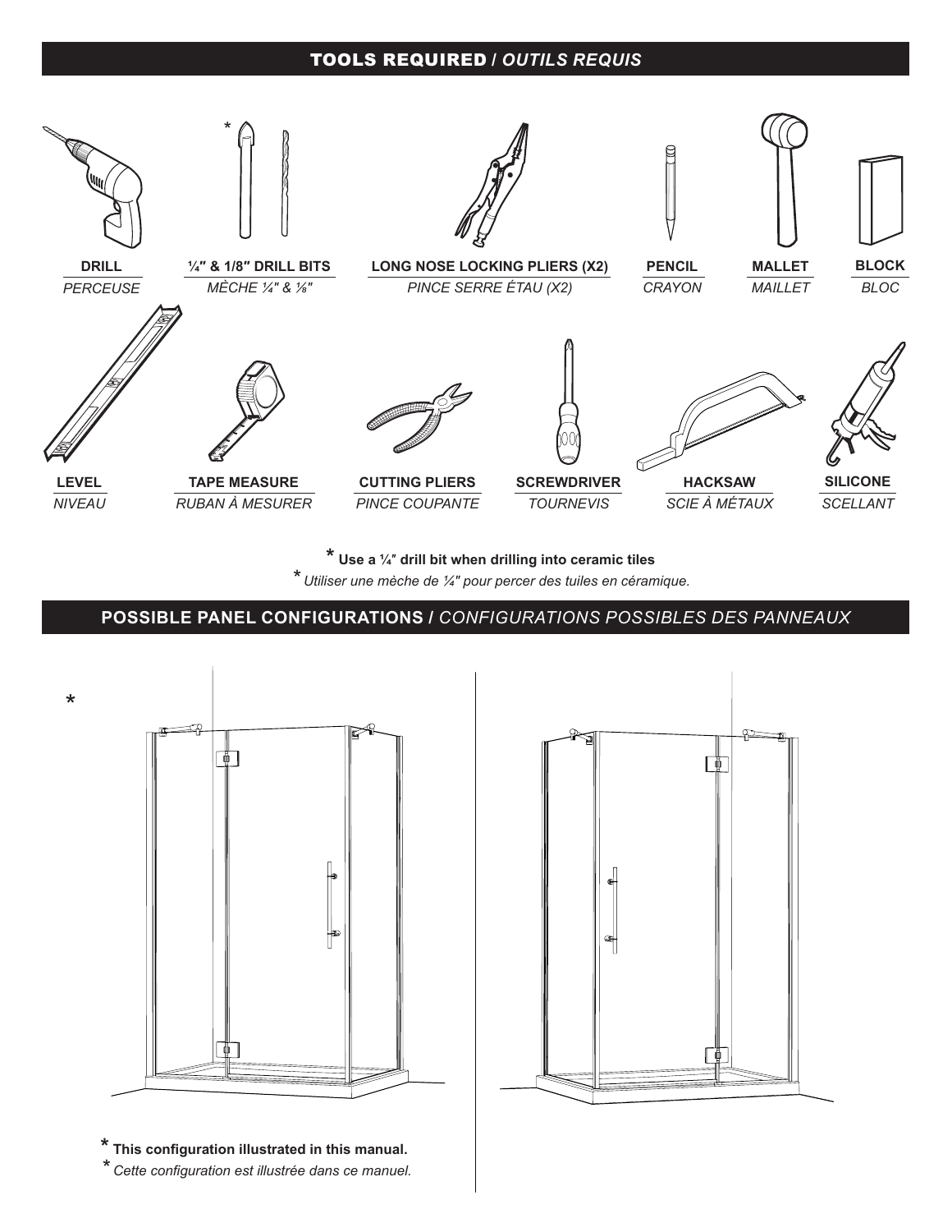## TOOLS REQUIRED / *OUTILS REQUIS*

| Tool | Outil |
|---|---|
| **DRILL** | *PERCEUSE* |
| **¼″ & 1/8″ DRILL BITS** | *MÈCHE ¼″ & ⅛″* |
| **LONG NOSE LOCKING PLIERS (X2)** | *PINCE SERRE ÉTAU (X2)* |
| **PENCIL** | *CRAYON* |
| **MALLET** | *MAILLET* |
| **BLOCK** | *BLOC* |
| **LEVEL** | *NIVEAU* |
| **TAPE MEASURE** | *RUBAN À MESURER* |
| **CUTTING PLIERS** | *PINCE COUPANTE* |
| **SCREWDRIVER** | *TOURNEVIS* |
| **HACKSAW** | *SCIE À MÉTAUX* |
| **SILICONE** | *SCELLANT* |

\* **Use a ¼″ drill bit when drilling into ceramic tiles**

\* *Utiliser une mèche de ¼″ pour percer des tuiles en céramique.*

## POSSIBLE PANEL CONFIGURATIONS / *CONFIGURATIONS POSSIBLES DES PANNEAUX*

\* **This configuration illustrated in this manual.**

\* *Cette configuration est illustrée dans ce manuel.*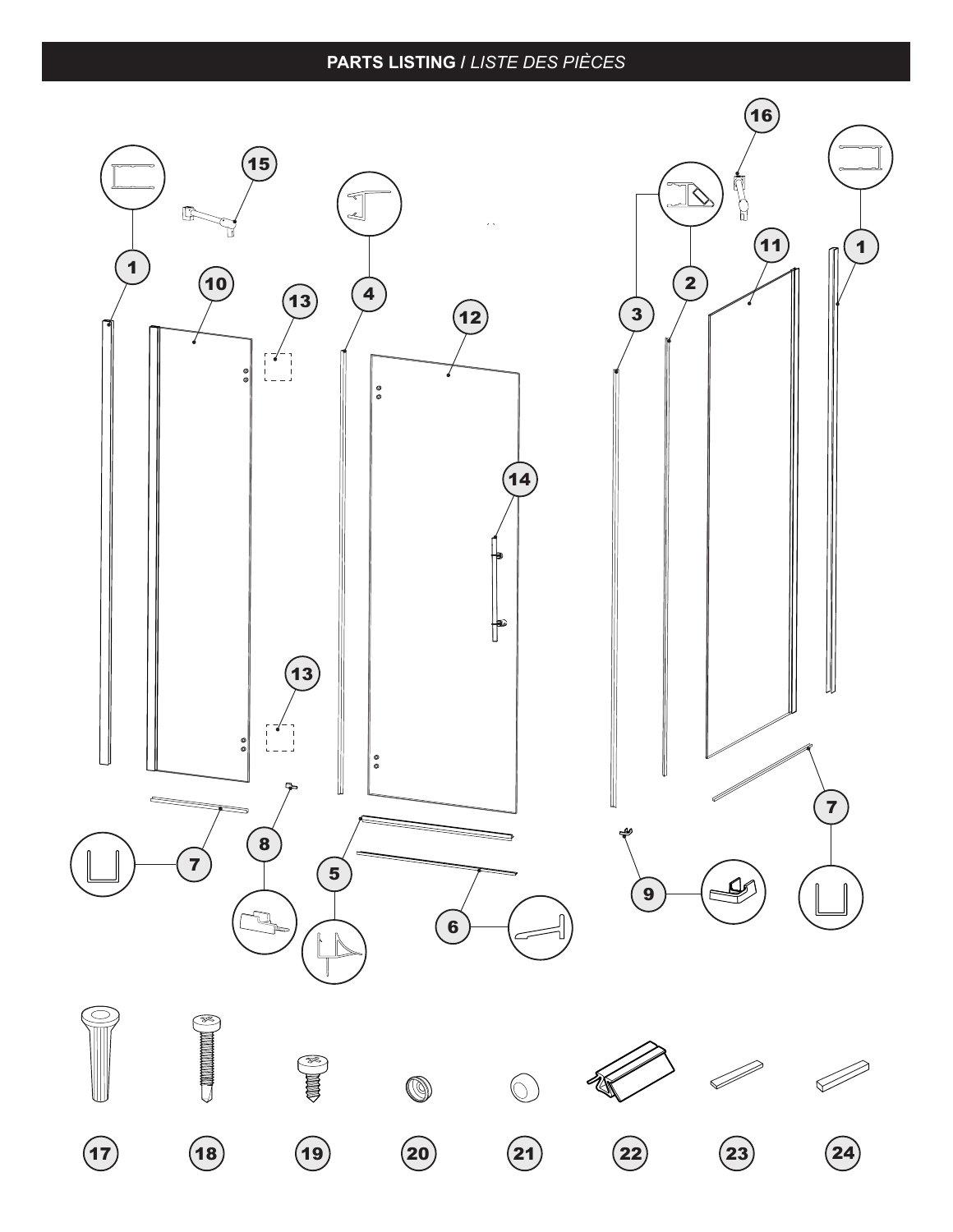## PARTS LISTING / *LISTE DES PIÈCES*

1
2
3
4
5
6
7
8
9
10
11
12
13
14
15
16
17
18
19
20
21
22
23
24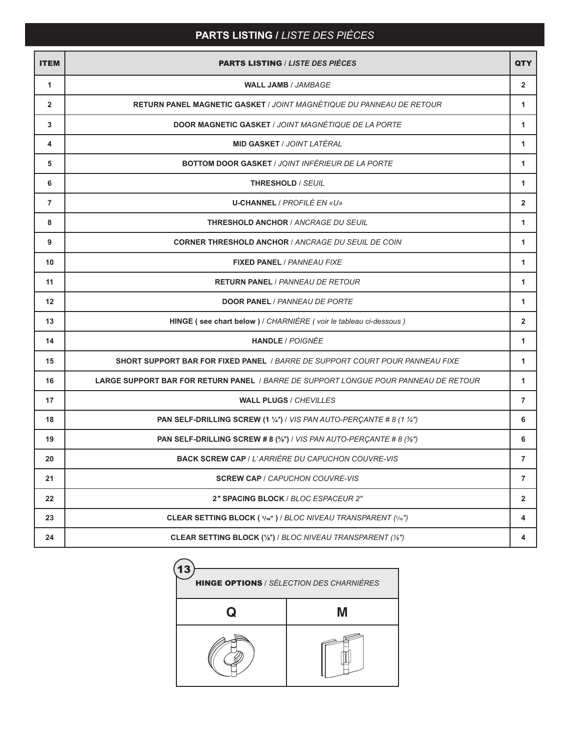## **PARTS LISTING** / *LISTE DES PIÈCES*

| ITEM | PARTS LISTING / *LISTE DES PIÈCES* | QTY |
|---|---|---|
| 1 | **WALL JAMB** / *JAMBAGE* | 2 |
| 2 | **RETURN PANEL MAGNETIC GASKET** / *JOINT MAGNÉTIQUE DU PANNEAU DE RETOUR* | 1 |
| 3 | **DOOR MAGNETIC GASKET** / *JOINT MAGNÉTIQUE DE LA PORTE* | 1 |
| 4 | **MID GASKET** / *JOINT LATÉRAL* | 1 |
| 5 | **BOTTOM DOOR GASKET** / *JOINT INFÉRIEUR DE LA PORTE* | 1 |
| 6 | **THRESHOLD** / *SEUIL* | 1 |
| 7 | **U-CHANNEL** / *PROFILÉ EN «U»* | 2 |
| 8 | **THRESHOLD ANCHOR** / *ANCRAGE DU SEUIL* | 1 |
| 9 | **CORNER THRESHOLD ANCHOR** / *ANCRAGE DU SEUIL DE COIN* | 1 |
| 10 | **FIXED PANEL** / *PANNEAU FIXE* | 1 |
| 11 | **RETURN PANEL** / *PANNEAU DE RETOUR* | 1 |
| 12 | **DOOR PANEL** / *PANNEAU DE PORTE* | 1 |
| 13 | **HINGE ( see chart below )** / *CHARNIÈRE ( voir le tableau ci-dessous )* | 2 |
| 14 | **HANDLE** / *POIGNÉE* | 1 |
| 15 | **SHORT SUPPORT BAR FOR FIXED PANEL** / *BARRE DE SUPPORT COURT POUR PANNEAU FIXE* | 1 |
| 16 | **LARGE SUPPORT BAR FOR RETURN PANEL** / *BARRE DE SUPPORT LONGUE POUR PANNEAU DE RETOUR* | 1 |
| 17 | **WALL PLUGS** / *CHEVILLES* | 7 |
| 18 | **PAN SELF-DRILLING SCREW (1 ¼")** / *VIS PAN AUTO-PERÇANTE # 8 (1 ¼")* | 6 |
| 19 | **PAN SELF-DRILLING SCREW # 8 (⅜")** / *VIS PAN AUTO-PERÇANTE # 8 (⅜")* | 6 |
| 20 | **BACK SCREW CAP** / *L'ARRIÈRE DU CAPUCHON COUVRE-VIS* | 7 |
| 21 | **SCREW CAP** / *CAPUCHON COUVRE-VIS* | 7 |
| 22 | **2" SPACING BLOCK** / *BLOC ESPACEUR 2"* | 2 |
| 23 | **CLEAR SETTING BLOCK ( 1/16" )** / *BLOC NIVEAU TRANSPARENT (1/16")* | 4 |
| 24 | **CLEAR SETTING BLOCK (⅛")** / *BLOC NIVEAU TRANSPARENT (⅛")* | 4 |

13

| **HINGE OPTIONS** / *SÉLECTION DES CHARNIÈRES* | |
|---|---|
| **Q** | **M** |